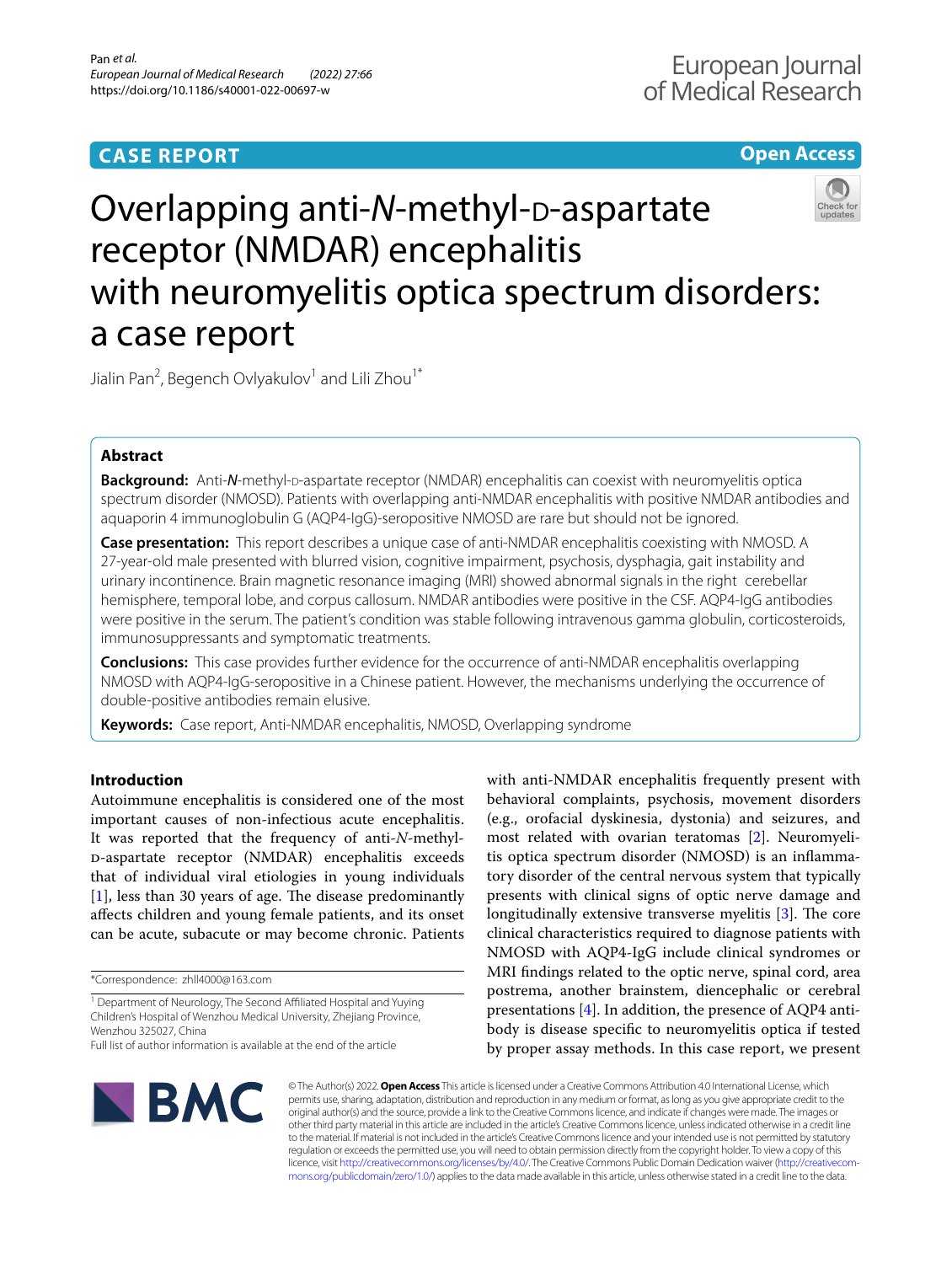CASE REPORT

Open Access

# Overlapping anti-*N*-methyl-D-aspartate receptor (NMDAR) encephalitis with neuromyelitis optica spectrum disorders: a case report

Jialin Pan[2], Begench Ovlyakulov[1] and Lili Zhou[1*]

## Abstract

**Background:** Anti-*N*-methyl-D-aspartate receptor (NMDAR) encephalitis can coexist with neuromyelitis optica spectrum disorder (NMOSD). Patients with overlapping anti-NMDAR encephalitis with positive NMDAR antibodies and aquaporin 4 immunoglobulin G (AQP4-IgG)-seropositive NMOSD are rare but should not be ignored.

**Case presentation:** This report describes a unique case of anti-NMDAR encephalitis coexisting with NMOSD. A 27-year-old male presented with blurred vision, cognitive impairment, psychosis, dysphagia, gait instability and urinary incontinence. Brain magnetic resonance imaging (MRI) showed abnormal signals in the right cerebellar hemisphere, temporal lobe, and corpus callosum. NMDAR antibodies were positive in the CSF. AQP4-IgG antibodies were positive in the serum. The patient's condition was stable following intravenous gamma globulin, corticosteroids, immunosuppressants and symptomatic treatments.

**Conclusions:** This case provides further evidence for the occurrence of anti-NMDAR encephalitis overlapping NMOSD with AQP4-IgG-seropositive in a Chinese patient. However, the mechanisms underlying the occurrence of double-positive antibodies remain elusive.

**Keywords:** Case report, Anti-NMDAR encephalitis, NMOSD, Overlapping syndrome

## Introduction

Autoimmune encephalitis is considered one of the most important causes of non-infectious acute encephalitis. It was reported that the frequency of anti-*N*-methyl-D-aspartate receptor (NMDAR) encephalitis exceeds that of individual viral etiologies in young individuals [1], less than 30 years of age. The disease predominantly affects children and young female patients, and its onset can be acute, subacute or may become chronic. Patients with anti-NMDAR encephalitis frequently present with behavioral complaints, psychosis, movement disorders (e.g., orofacial dyskinesia, dystonia) and seizures, and most related with ovarian teratomas [2]. Neuromyelitis optica spectrum disorder (NMOSD) is an inflammatory disorder of the central nervous system that typically presents with clinical signs of optic nerve damage and longitudinally extensive transverse myelitis [3]. The core clinical characteristics required to diagnose patients with NMOSD with AQP4-IgG include clinical syndromes or MRI findings related to the optic nerve, spinal cord, area postrema, another brainstem, diencephalic or cerebral presentations [4]. In addition, the presence of AQP4 antibody is disease specific to neuromyelitis optica if tested by proper assay methods. In this case report, we present

*Correspondence: zhll4000@163.com

[1] Department of Neurology, The Second Affiliated Hospital and Yuying Children's Hospital of Wenzhou Medical University, Zhejiang Province, Wenzhou 325027, China

Full list of author information is available at the end of the article

© The Author(s) 2022. **Open Access** This article is licensed under a Creative Commons Attribution 4.0 International License, which permits use, sharing, adaptation, distribution and reproduction in any medium or format, as long as you give appropriate credit to the original author(s) and the source, provide a link to the Creative Commons licence, and indicate if changes were made. The images or other third party material in this article are included in the article's Creative Commons licence, unless indicated otherwise in a credit line to the material. If material is not included in the article's Creative Commons licence and your intended use is not permitted by statutory regulation or exceeds the permitted use, you will need to obtain permission directly from the copyright holder. To view a copy of this licence, visit http://creativecommons.org/licenses/by/4.0/. The Creative Commons Public Domain Dedication waiver (http://creativecommons.org/publicdomain/zero/1.0/) applies to the data made available in this article, unless otherwise stated in a credit line to the data.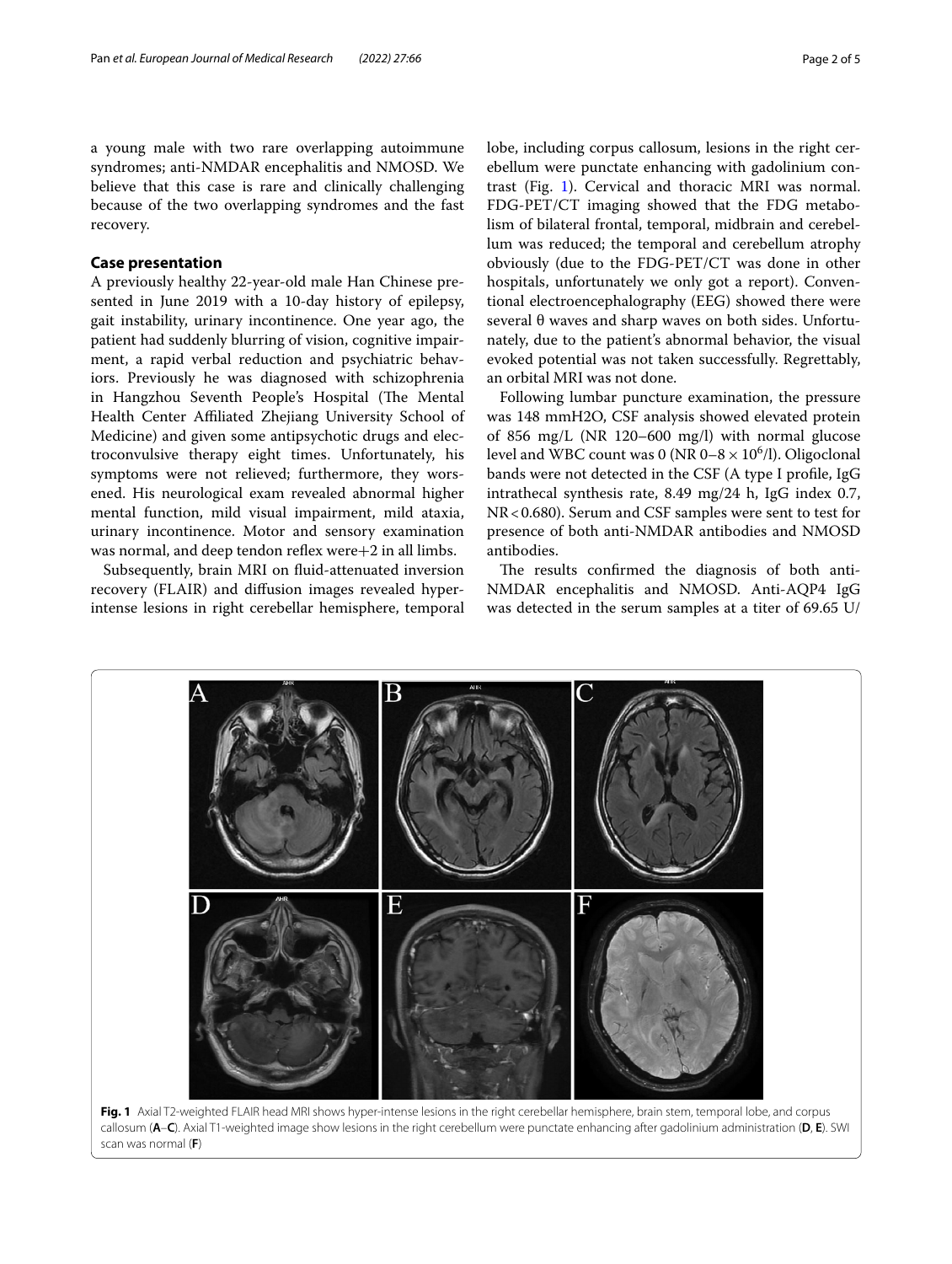a young male with two rare overlapping autoimmune syndromes; anti-NMDAR encephalitis and NMOSD. We believe that this case is rare and clinically challenging because of the two overlapping syndromes and the fast recovery.

## Case presentation

A previously healthy 22-year-old male Han Chinese presented in June 2019 with a 10-day history of epilepsy, gait instability, urinary incontinence. One year ago, the patient had suddenly blurring of vision, cognitive impairment, a rapid verbal reduction and psychiatric behaviors. Previously he was diagnosed with schizophrenia in Hangzhou Seventh People's Hospital (The Mental Health Center Affiliated Zhejiang University School of Medicine) and given some antipsychotic drugs and electroconvulsive therapy eight times. Unfortunately, his symptoms were not relieved; furthermore, they worsened. His neurological exam revealed abnormal higher mental function, mild visual impairment, mild ataxia, urinary incontinence. Motor and sensory examination was normal, and deep tendon reflex were+2 in all limbs.

Subsequently, brain MRI on fluid-attenuated inversion recovery (FLAIR) and diffusion images revealed hyper-intense lesions in right cerebellar hemisphere, temporal lobe, including corpus callosum, lesions in the right cerebellum were punctate enhancing with gadolinium contrast (Fig. 1). Cervical and thoracic MRI was normal. FDG-PET/CT imaging showed that the FDG metabolism of bilateral frontal, temporal, midbrain and cerebellum was reduced; the temporal and cerebellum atrophy obviously (due to the FDG-PET/CT was done in other hospitals, unfortunately we only got a report). Conventional electroencephalography (EEG) showed there were several θ waves and sharp waves on both sides. Unfortunately, due to the patient's abnormal behavior, the visual evoked potential was not taken successfully. Regrettably, an orbital MRI was not done.

Following lumbar puncture examination, the pressure was 148 mmH2O, CSF analysis showed elevated protein of 856 mg/L (NR 120–600 mg/l) with normal glucose level and WBC count was 0 (NR 0–8 × $10^6$/l). Oligoclonal bands were not detected in the CSF (A type I profile, IgG intrathecal synthesis rate, 8.49 mg/24 h, IgG index 0.7, NR < 0.680). Serum and CSF samples were sent to test for presence of both anti-NMDAR antibodies and NMOSD antibodies.

The results confirmed the diagnosis of both anti-NMDAR encephalitis and NMOSD. Anti-AQP4 IgG was detected in the serum samples at a titer of 69.65 U/

**Fig. 1** Axial T2-weighted FLAIR head MRI shows hyper-intense lesions in the right cerebellar hemisphere, brain stem, temporal lobe, and corpus callosum (**A**–**C**). Axial T1-weighted image show lesions in the right cerebellum were punctate enhancing after gadolinium administration (**D**, **E**). SWI scan was normal (**F**)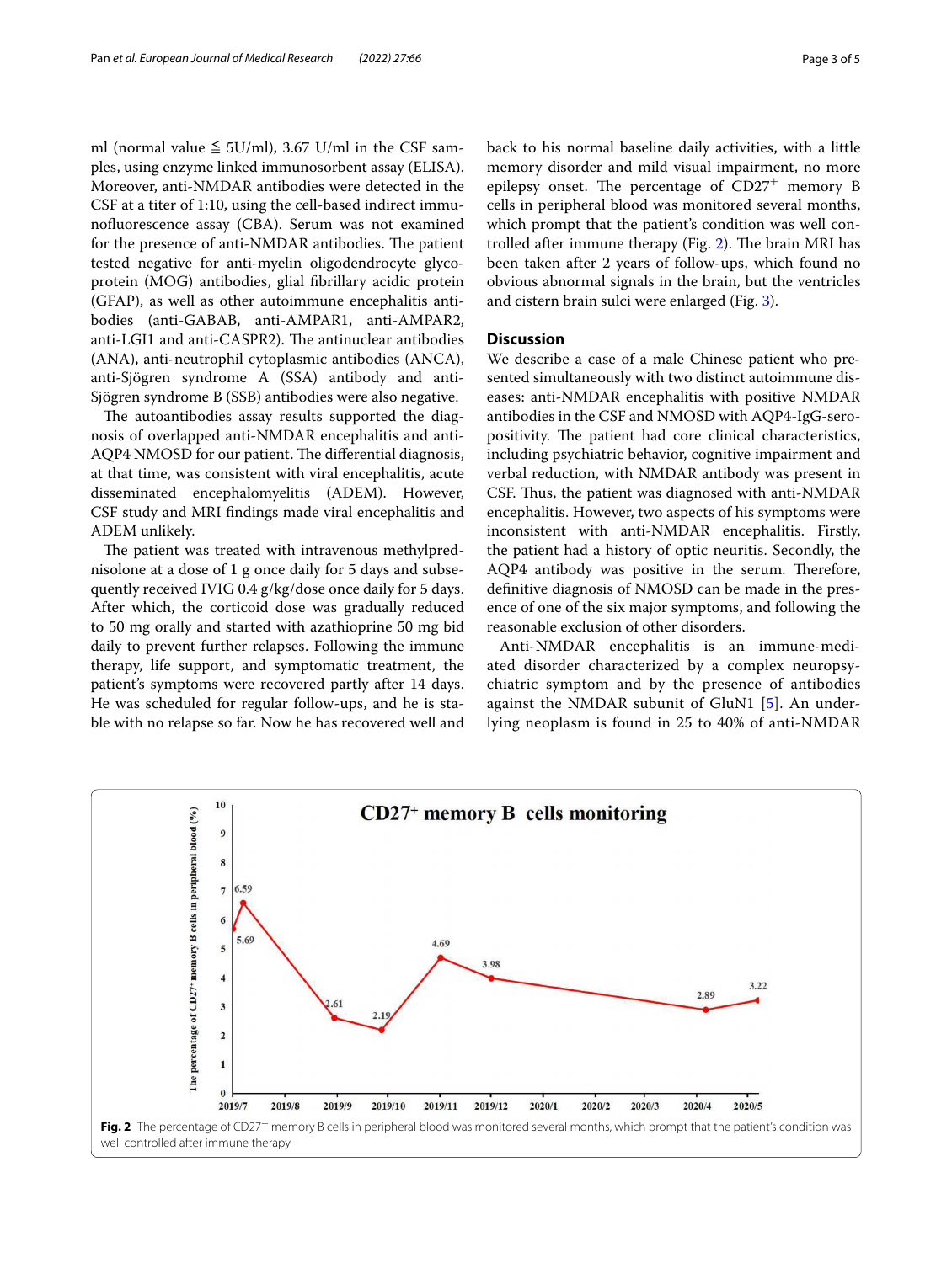ml (normal value ≦ 5U/ml), 3.67 U/ml in the CSF samples, using enzyme linked immunosorbent assay (ELISA). Moreover, anti-NMDAR antibodies were detected in the CSF at a titer of 1:10, using the cell-based indirect immunofluorescence assay (CBA). Serum was not examined for the presence of anti-NMDAR antibodies. The patient tested negative for anti-myelin oligodendrocyte glycoprotein (MOG) antibodies, glial fibrillary acidic protein (GFAP), as well as other autoimmune encephalitis antibodies (anti-GABAB, anti-AMPAR1, anti-AMPAR2, anti-LGI1 and anti-CASPR2). The antinuclear antibodies (ANA), anti-neutrophil cytoplasmic antibodies (ANCA), anti-Sjögren syndrome A (SSA) antibody and anti-Sjögren syndrome B (SSB) antibodies were also negative.

The autoantibodies assay results supported the diagnosis of overlapped anti-NMDAR encephalitis and anti-AQP4 NMOSD for our patient. The differential diagnosis, at that time, was consistent with viral encephalitis, acute disseminated encephalomyelitis (ADEM). However, CSF study and MRI findings made viral encephalitis and ADEM unlikely.

The patient was treated with intravenous methylprednisolone at a dose of 1 g once daily for 5 days and subsequently received IVIG 0.4 g/kg/dose once daily for 5 days. After which, the corticoid dose was gradually reduced to 50 mg orally and started with azathioprine 50 mg bid daily to prevent further relapses. Following the immune therapy, life support, and symptomatic treatment, the patient's symptoms were recovered partly after 14 days. He was scheduled for regular follow-ups, and he is stable with no relapse so far. Now he has recovered well and back to his normal baseline daily activities, with a little memory disorder and mild visual impairment, no more epilepsy onset. The percentage of $CD27^{+}$ memory B cells in peripheral blood was monitored several months, which prompt that the patient's condition was well controlled after immune therapy (Fig. 2). The brain MRI has been taken after 2 years of follow-ups, which found no obvious abnormal signals in the brain, but the ventricles and cistern brain sulci were enlarged (Fig. 3).

## Discussion

We describe a case of a male Chinese patient who presented simultaneously with two distinct autoimmune diseases: anti-NMDAR encephalitis with positive NMDAR antibodies in the CSF and NMOSD with AQP4-IgG-seropositivity. The patient had core clinical characteristics, including psychiatric behavior, cognitive impairment and verbal reduction, with NMDAR antibody was present in CSF. Thus, the patient was diagnosed with anti-NMDAR encephalitis. However, two aspects of his symptoms were inconsistent with anti-NMDAR encephalitis. Firstly, the patient had a history of optic neuritis. Secondly, the AQP4 antibody was positive in the serum. Therefore, definitive diagnosis of NMOSD can be made in the presence of one of the six major symptoms, and following the reasonable exclusion of other disorders.

Anti-NMDAR encephalitis is an immune-mediated disorder characterized by a complex neuropsychiatric symptom and by the presence of antibodies against the NMDAR subunit of GluN1 [5]. An underlying neoplasm is found in 25 to 40% of anti-NMDAR

**Fig. 2** The percentage of $CD27^{+}$ memory B cells in peripheral blood was monitored several months, which prompt that the patient's condition was well controlled after immune therapy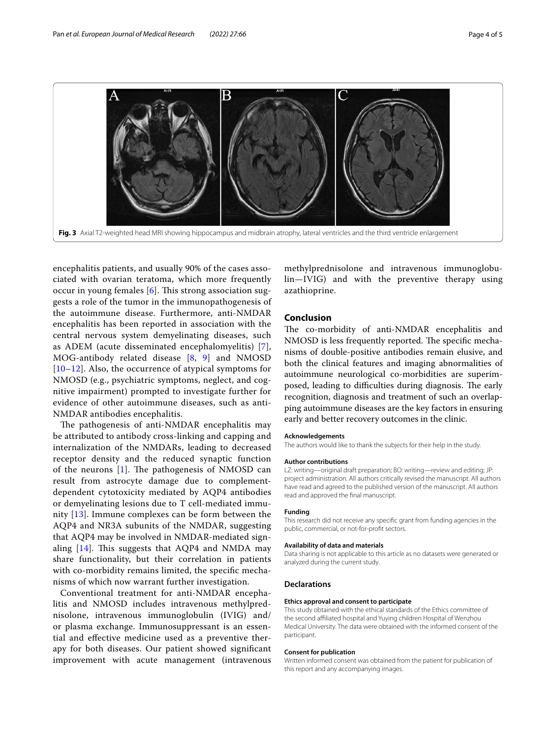Fig. 3 Axial T2-weighted head MRI showing hippocampus and midbrain atrophy, lateral ventricles and the third ventricle enlargement

encephalitis patients, and usually 90% of the cases associated with ovarian teratoma, which more frequently occur in young females [6]. This strong association suggests a role of the tumor in the immunopathogenesis of the autoimmune disease. Furthermore, anti-NMDAR encephalitis has been reported in association with the central nervous system demyelinating diseases, such as ADEM (acute disseminated encephalomyelitis) [7], MOG-antibody related disease [8, 9] and NMOSD [10–12]. Also, the occurrence of atypical symptoms for NMOSD (e.g., psychiatric symptoms, neglect, and cognitive impairment) prompted to investigate further for evidence of other autoimmune diseases, such as anti-NMDAR antibodies encephalitis.

The pathogenesis of anti-NMDAR encephalitis may be attributed to antibody cross-linking and capping and internalization of the NMDARs, leading to decreased receptor density and the reduced synaptic function of the neurons [1]. The pathogenesis of NMOSD can result from astrocyte damage due to complement-dependent cytotoxicity mediated by AQP4 antibodies or demyelinating lesions due to T cell-mediated immunity [13]. Immune complexes can be form between the AQP4 and NR3A subunits of the NMDAR, suggesting that AQP4 may be involved in NMDAR-mediated signaling [14]. This suggests that AQP4 and NMDA may share functionality, but their correlation in patients with co-morbidity remains limited, the specific mechanisms of which now warrant further investigation.

Conventional treatment for anti-NMDAR encephalitis and NMOSD includes intravenous methylprednisolone, intravenous immunoglobulin (IVIG) and/or plasma exchange. Immunosuppressant is an essential and effective medicine used as a preventive therapy for both diseases. Our patient showed significant improvement with acute management (intravenous methylprednisolone and intravenous immunoglobulin—IVIG) and with the preventive therapy using azathioprine.

## Conclusion

The co-morbidity of anti-NMDAR encephalitis and NMOSD is less frequently reported. The specific mechanisms of double-positive antibodies remain elusive, and both the clinical features and imaging abnormalities of autoimmune neurological co-morbidities are superimposed, leading to difficulties during diagnosis. The early recognition, diagnosis and treatment of such an overlapping autoimmune diseases are the key factors in ensuring early and better recovery outcomes in the clinic.

#### Acknowledgements

The authors would like to thank the subjects for their help in the study.

#### Author contributions

LZ: writing—original draft preparation; BO: writing—review and editing; JP: project administration. All authors critically revised the manuscript. All authors have read and agreed to the published version of the manuscript. All authors read and approved the final manuscript.

#### Funding

This research did not receive any specific grant from funding agencies in the public, commercial, or not-for-profit sectors.

#### Availability of data and materials

Data sharing is not applicable to this article as no datasets were generated or analyzed during the current study.

### Declarations

#### Ethics approval and consent to participate

This study obtained with the ethical standards of the Ethics committee of the second affiliated hospital and Yuying children Hospital of Wenzhou Medical University. The data were obtained with the informed consent of the participant.

#### Consent for publication

Written informed consent was obtained from the patient for publication of this report and any accompanying images.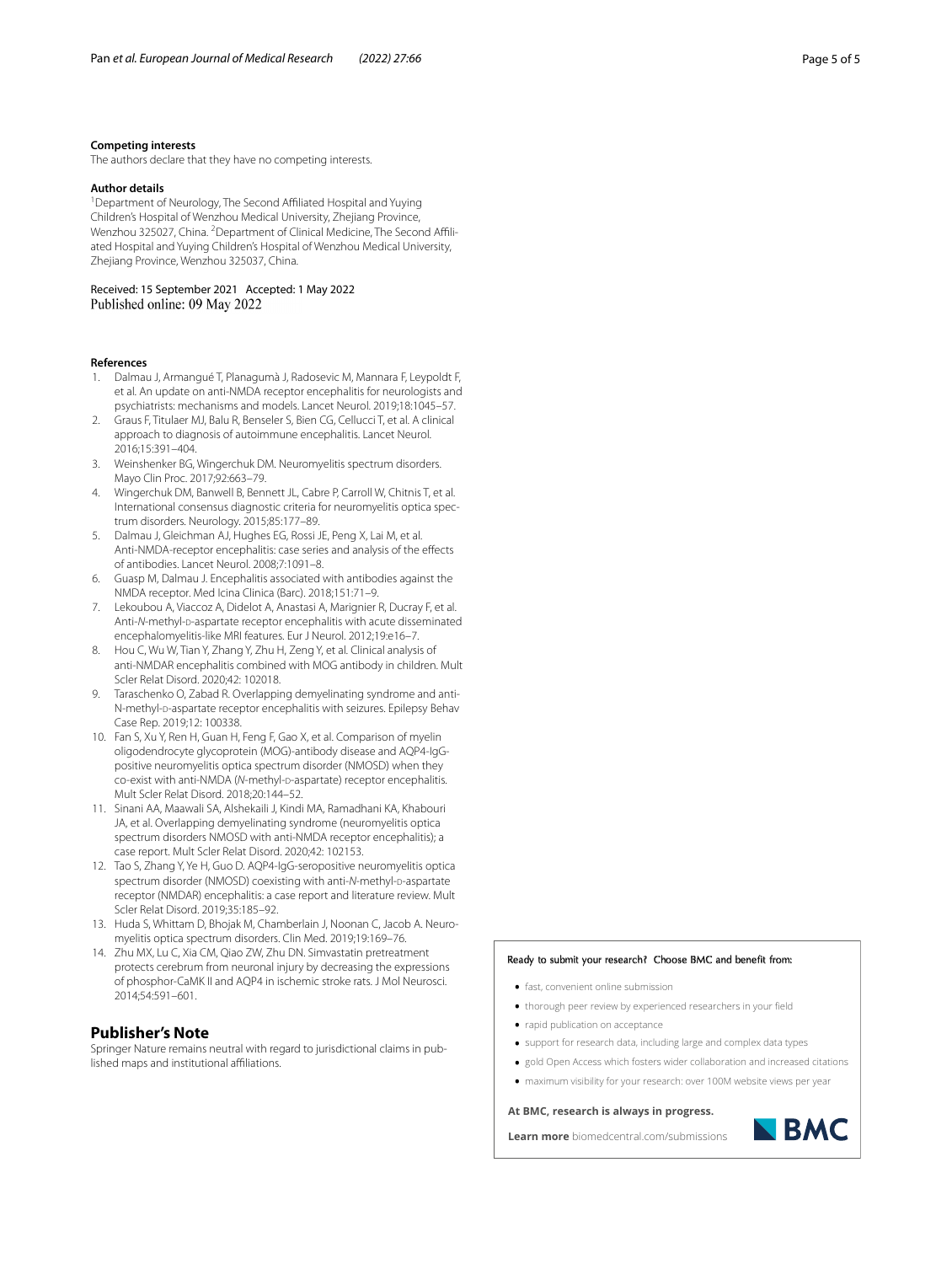### Competing interests

The authors declare that they have no competing interests.

### Author details

[1] Department of Neurology, The Second Affiliated Hospital and Yuying Children's Hospital of Wenzhou Medical University, Zhejiang Province, Wenzhou 325027, China. [2] Department of Clinical Medicine, The Second Affiliated Hospital and Yuying Children's Hospital of Wenzhou Medical University, Zhejiang Province, Wenzhou 325037, China.

Received: 15 September 2021 Accepted: 1 May 2022
Published online: 09 May 2022

### References

1. Dalmau J, Armangué T, Planagumà J, Radosevic M, Mannara F, Leypoldt F, et al. An update on anti-NMDA receptor encephalitis for neurologists and psychiatrists: mechanisms and models. Lancet Neurol. 2019;18:1045–57.
2. Graus F, Titulaer MJ, Balu R, Benseler S, Bien CG, Cellucci T, et al. A clinical approach to diagnosis of autoimmune encephalitis. Lancet Neurol. 2016;15:391–404.
3. Weinshenker BG, Wingerchuk DM. Neuromyelitis spectrum disorders. Mayo Clin Proc. 2017;92:663–79.
4. Wingerchuk DM, Banwell B, Bennett JL, Cabre P, Carroll W, Chitnis T, et al. International consensus diagnostic criteria for neuromyelitis optica spectrum disorders. Neurology. 2015;85:177–89.
5. Dalmau J, Gleichman AJ, Hughes EG, Rossi JE, Peng X, Lai M, et al. Anti-NMDA-receptor encephalitis: case series and analysis of the effects of antibodies. Lancet Neurol. 2008;7:1091–8.
6. Guasp M, Dalmau J. Encephalitis associated with antibodies against the NMDA receptor. Med Icina Clinica (Barc). 2018;151:71–9.
7. Lekoubou A, Viaccoz A, Didelot A, Anastasi A, Marignier R, Ducray F, et al. Anti-*N*-methyl-D-aspartate receptor encephalitis with acute disseminated encephalomyelitis-like MRI features. Eur J Neurol. 2012;19:e16–7.
8. Hou C, Wu W, Tian Y, Zhang Y, Zhu H, Zeng Y, et al. Clinical analysis of anti-NMDAR encephalitis combined with MOG antibody in children. Mult Scler Relat Disord. 2020;42: 102018.
9. Taraschenko O, Zabad R. Overlapping demyelinating syndrome and anti-N-methyl-D-aspartate receptor encephalitis with seizures. Epilepsy Behav Case Rep. 2019;12: 100338.
10. Fan S, Xu Y, Ren H, Guan H, Feng F, Gao X, et al. Comparison of myelin oligodendrocyte glycoprotein (MOG)-antibody disease and AQP4-IgG-positive neuromyelitis optica spectrum disorder (NMOSD) when they co-exist with anti-NMDA (*N*-methyl-D-aspartate) receptor encephalitis. Mult Scler Relat Disord. 2018;20:144–52.
11. Sinani AA, Maawali SA, Alshekaili J, Kindi MA, Ramadhani KA, Khabouri JA, et al. Overlapping demyelinating syndrome (neuromyelitis optica spectrum disorders NMOSD with anti-NMDA receptor encephalitis); a case report. Mult Scler Relat Disord. 2020;42: 102153.
12. Tao S, Zhang Y, Ye H, Guo D. AQP4-IgG-seropositive neuromyelitis optica spectrum disorder (NMOSD) coexisting with anti-*N*-methyl-D-aspartate receptor (NMDAR) encephalitis: a case report and literature review. Mult Scler Relat Disord. 2019;35:185–92.
13. Huda S, Whittam D, Bhojak M, Chamberlain J, Noonan C, Jacob A. Neuromyelitis optica spectrum disorders. Clin Med. 2019;19:169–76.
14. Zhu MX, Lu C, Xia CM, Qiao ZW, Zhu DN. Simvastatin pretreatment protects cerebrum from neuronal injury by decreasing the expressions of phosphor-CaMK II and AQP4 in ischemic stroke rats. J Mol Neurosci. 2014;54:591–601.

## Publisher's Note

Springer Nature remains neutral with regard to jurisdictional claims in published maps and institutional affiliations.

Ready to submit your research? Choose BMC and benefit from:

- fast, convenient online submission
- thorough peer review by experienced researchers in your field
- rapid publication on acceptance
- support for research data, including large and complex data types
- gold Open Access which fosters wider collaboration and increased citations
- maximum visibility for your research: over 100M website views per year

**At BMC, research is always in progress.**

**Learn more** biomedcentral.com/submissions

BMC